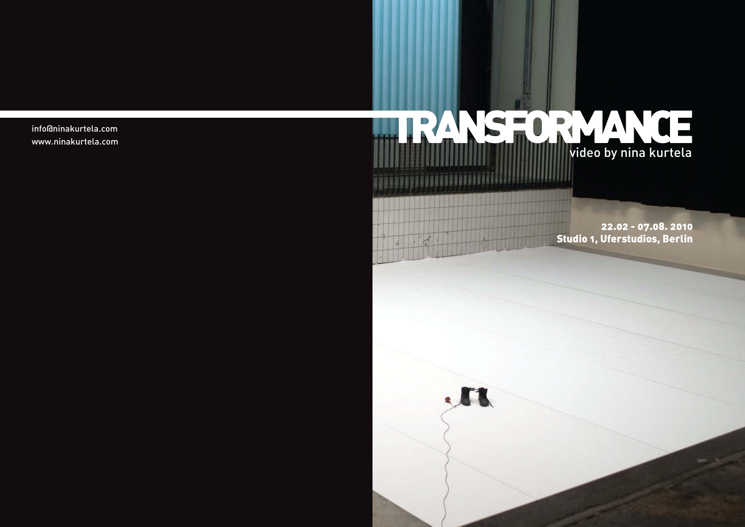info@ninakurtela.com
www.ninakurtela.com

# TRANSFORMANCE

video by nina kurtela

**22.02 - 07.08. 2010**
**Studio 1, Uferstudios, Berlin**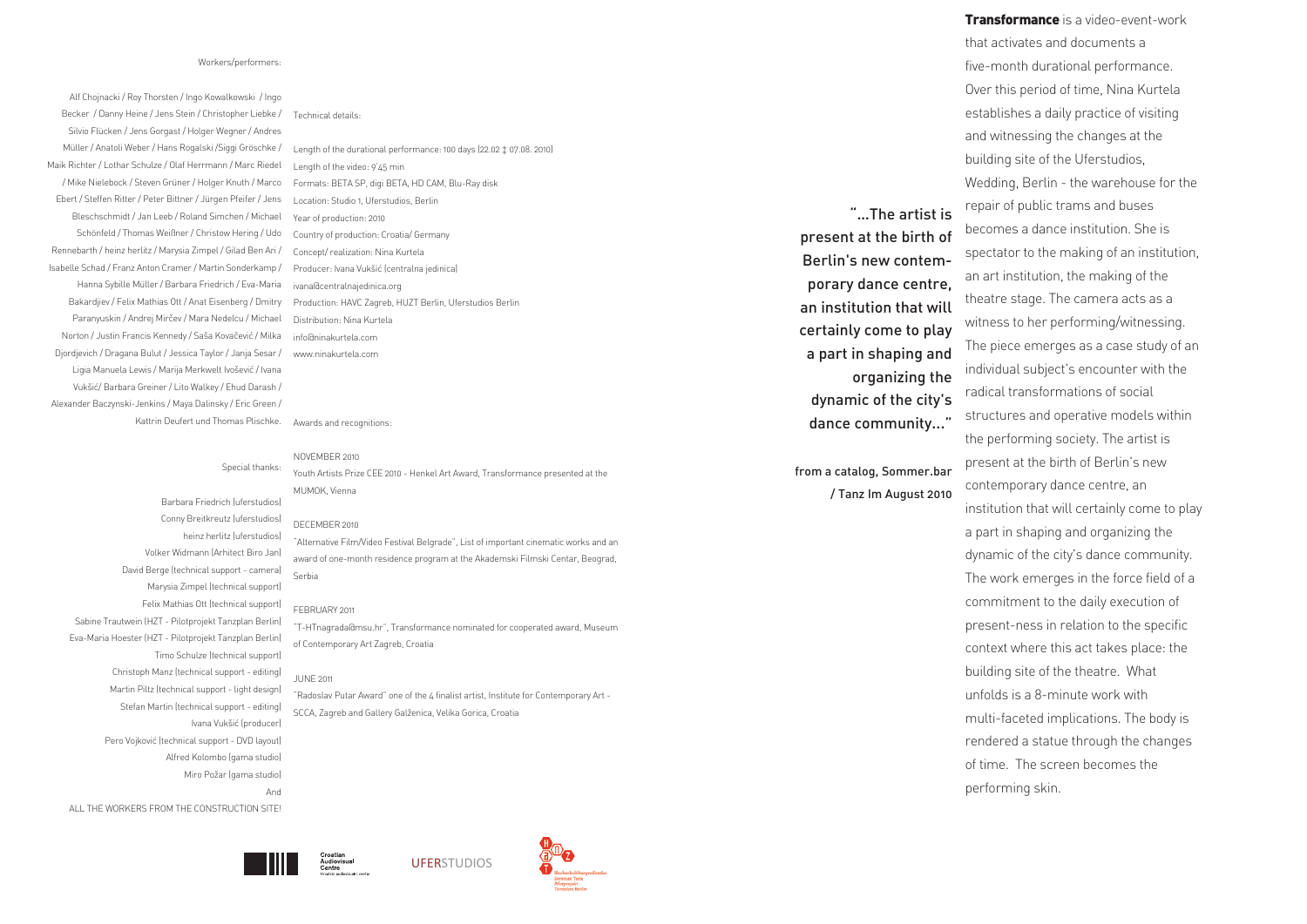Workers/performers:

Alf Chojnacki / Roy Thorsten / Ingo Kowalkowski / Ingo Becker / Danny Heine / Jens Stein / Christopher Liebke / Silvio Flücken / Jens Gorgast / Holger Wegner / Andres Müller / Anatoli Weber / Hans Rogalski /Siggi Gröschke / Maik Richter / Lothar Schulze / Olaf Herrmann / Marc Riedel / Mike Nielebock / Steven Grüner / Holger Knuth / Marco Ebert / Steffen Ritter / Peter Bittner / Jürgen Pfeifer / Jens Bleschschmidt / Jan Leeb / Roland Simchen / Michael Schönfeld / Thomas Weißner / Christow Hering / Udo Rennebarth / heinz herlitz / Marysia Zimpel / Gilad Ben Ari / Isabelle Schad / Franz Anton Cramer / Martin Sonderkamp / Hanna Sybille Müller / Barbara Friedrich / Eva-Maria Bakardjiev / Felix Mathias Ott / Anat Eisenberg / Dmitry Paranyuskin / Andrej Mirčev / Mara Nedelcu / Michael Norton / Justin Francis Kennedy / Saša Kovačević / Milka Djordjevich / Dragana Bulut / Jessica Taylor / Janja Sesar / Ligia Manuela Lewis / Marija Merkwelt Ivošević / Ivana Vukšić/ Barbara Greiner / Lito Walkey / Ehud Darash / Alexander Baczynski-Jenkins / Maya Dalinsky / Eric Green / Kattrin Deufert und Thomas Plischke.

Special thanks:

Barbara Friedrich (uferstudios)
Conny Breitkreutz (uferstudios)
heinz herlitz (uferstudios)
Volker Widmann (Arhitect Biro Jan)
David Berge (technical support - camera)
Marysia Zimpel (technical support)
Felix Mathias Ott (technical support)
Sabine Trautwein (HZT - Pilotprojekt Tanzplan Berlin)
Eva-Maria Hoester (HZT - Pilotprojekt Tanzplan Berlin)
Timo Schulze (technical support)
Christoph Manz (technical support - editing)
Martin Piltz (technical support - light design)
Stefan Martin (technical support - editing)
Ivana Vukšić (producer)
Pero Vojković (technical support - DVD layout)
Alfred Kolombo (gama studio)
Miro Požar (gama studio)
And
ALL THE WORKERS FROM THE CONSTRUCTION SITE!

Technical details:

Length of the durational performance: 100 days (22.02 ‡ 07.08. 2010)
Length of the video: 9'45 min
Formats: BETA SP, digi BETA, HD CAM, Blu-Ray disk
Location: Studio 1, Uferstudios, Berlin
Year of production: 2010
Country of production: Croatia/ Germany
Concept/ realization: Nina Kurtela
Producer: Ivana Vukšić (centralna jedinica)
ivana@centralnajedinica.org
Production: HAVC Zagreb, HUZT Berlin, Uferstudios Berlin
Distribution: Nina Kurtela
info@ninakurtela.com
www.ninakurtela.com

Awards and recognitions:

NOVEMBER 2010
Youth Artists Prize CEE 2010 - Henkel Art Award, Transformance presented at the MUMOK, Vienna

DECEMBER 2010
"Alternative Film/Video Festival Belgrade", List of important cinematic works and an award of one-month residence program at the Akademski Filmski Centar, Beograd, Serbia

FEBRUARY 2011
"T-HTnagrada@msu.hr", Transformance nominated for cooperated award, Museum of Contemporary Art Zagreb, Croatia

JUNE 2011
"Radoslav Putar Award" one of the 4 finalist artist, Institute for Contemporary Art - SCCA, Zagreb and Gallery Galženica, Velika Gorica, Croatia

"...The artist is present at the birth of Berlin's new contemporary dance centre, an institution that will certainly come to play a part in shaping and organizing the dynamic of the city's dance community..."

from a catalog, Sommer.bar / Tanz Im August 2010

**Transformance** is a video-event-work that activates and documents a five-month durational performance. Over this period of time, Nina Kurtela establishes a daily practice of visiting and witnessing the changes at the building site of the Uferstudios, Wedding, Berlin - the warehouse for the repair of public trams and buses becomes a dance institution. She is spectator to the making of an institution, an art institution, the making of the theatre stage. The camera acts as a witness to her performing/witnessing. The piece emerges as a case study of an individual subject's encounter with the radical transformations of social structures and operative models within the performing society. The artist is present at the birth of Berlin's new contemporary dance centre, an institution that will certainly come to play a part in shaping and organizing the dynamic of the city's dance community. The work emerges in the force field of a commitment to the daily execution of present-ness in relation to the specific context where this act takes place: the building site of the theatre. What unfolds is a 8-minute work with multi-faceted implications. The body is rendered a statue through the changes of time. The screen becomes the performing skin.

Croatian Audiovisual Centre
UFERSTUDIOS